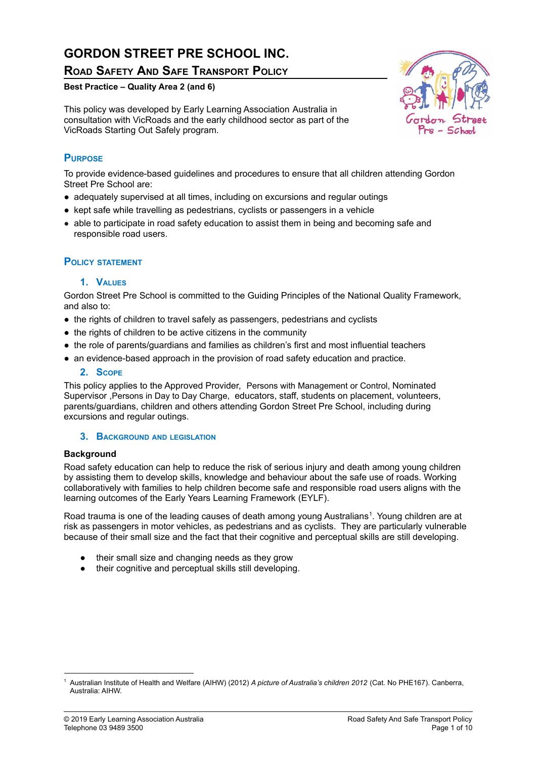# GORDON STREET PRE SCHOOL INC.

## Road Safety And Safe Transport Policy

**Best Practice – Quality Area 2 (and 6)**

This policy was developed by Early Learning Association Australia in consultation with VicRoads and the early childhood sector as part of the VicRoads Starting Out Safely program.

## Purpose

To provide evidence-based guidelines and procedures to ensure that all children attending Gordon Street Pre School are:

- adequately supervised at all times, including on excursions and regular outings
- kept safe while travelling as pedestrians, cyclists or passengers in a vehicle
- able to participate in road safety education to assist them in being and becoming safe and responsible road users.

## Policy statement

### 1. Values

Gordon Street Pre School is committed to the Guiding Principles of the National Quality Framework, and also to:

- the rights of children to travel safely as passengers, pedestrians and cyclists
- the rights of children to be active citizens in the community
- the role of parents/guardians and families as children's first and most influential teachers
- an evidence-based approach in the provision of road safety education and practice.

### 2. Scope

This policy applies to the Approved Provider, Persons with Management or Control, Nominated Supervisor ,Persons in Day to Day Charge, educators, staff, students on placement, volunteers, parents/guardians, children and others attending Gordon Street Pre School, including during excursions and regular outings.

### 3. Background and legislation

**Background**

Road safety education can help to reduce the risk of serious injury and death among young children by assisting them to develop skills, knowledge and behaviour about the safe use of roads. Working collaboratively with families to help children become safe and responsible road users aligns with the learning outcomes of the Early Years Learning Framework (EYLF).

Road trauma is one of the leading causes of death among young Australians[1]. Young children are at risk as passengers in motor vehicles, as pedestrians and as cyclists. They are particularly vulnerable because of their small size and the fact that their cognitive and perceptual skills are still developing.

- their small size and changing needs as they grow
- their cognitive and perceptual skills still developing.

[1] Australian Institute of Health and Welfare (AIHW) (2012) *A picture of Australia's children 2012* (Cat. No PHE167). Canberra, Australia: AIHW.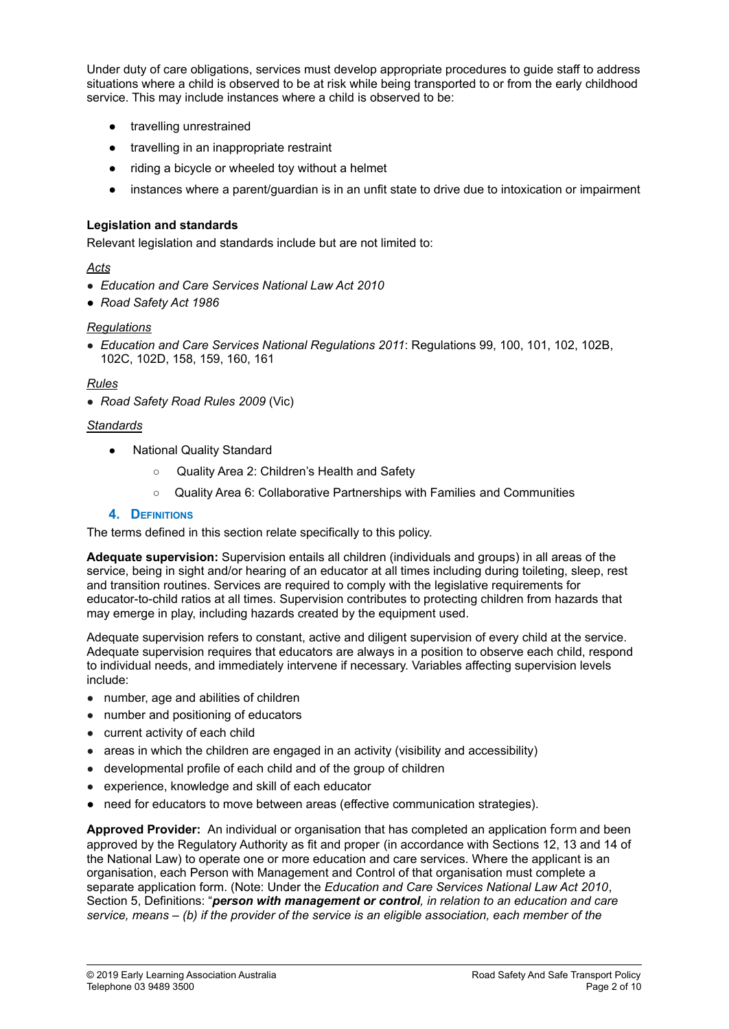Under duty of care obligations, services must develop appropriate procedures to guide staff to address situations where a child is observed to be at risk while being transported to or from the early childhood service. This may include instances where a child is observed to be:

- travelling unrestrained
- travelling in an inappropriate restraint
- riding a bicycle or wheeled toy without a helmet
- instances where a parent/guardian is in an unfit state to drive due to intoxication or impairment

**Legislation and standards**

Relevant legislation and standards include but are not limited to:

<u>Acts</u>

- *Education and Care Services National Law Act 2010*
- *Road Safety Act 1986*

<u>Regulations</u>

- *Education and Care Services National Regulations 2011*: Regulations 99, 100, 101, 102, 102B, 102C, 102D, 158, 159, 160, 161

<u>Rules</u>

- *Road Safety Road Rules 2009* (Vic)

<u>Standards</u>

- National Quality Standard
  - Quality Area 2: Children's Health and Safety
  - Quality Area 6: Collaborative Partnerships with Families and Communities

## 4. Definitions

The terms defined in this section relate specifically to this policy.

**Adequate supervision:** Supervision entails all children (individuals and groups) in all areas of the service, being in sight and/or hearing of an educator at all times including during toileting, sleep, rest and transition routines. Services are required to comply with the legislative requirements for educator-to-child ratios at all times. Supervision contributes to protecting children from hazards that may emerge in play, including hazards created by the equipment used.

Adequate supervision refers to constant, active and diligent supervision of every child at the service. Adequate supervision requires that educators are always in a position to observe each child, respond to individual needs, and immediately intervene if necessary. Variables affecting supervision levels include:

- number, age and abilities of children
- number and positioning of educators
- current activity of each child
- areas in which the children are engaged in an activity (visibility and accessibility)
- developmental profile of each child and of the group of children
- experience, knowledge and skill of each educator
- need for educators to move between areas (effective communication strategies).

**Approved Provider:** An individual or organisation that has completed an application form and been approved by the Regulatory Authority as fit and proper (in accordance with Sections 12, 13 and 14 of the National Law) to operate one or more education and care services. Where the applicant is an organisation, each Person with Management and Control of that organisation must complete a separate application form. (Note: Under the *Education and Care Services National Law Act 2010*, Section 5, Definitions: "***person with management or control****, in relation to an education and care service, means – (b) if the provider of the service is an eligible association, each member of the*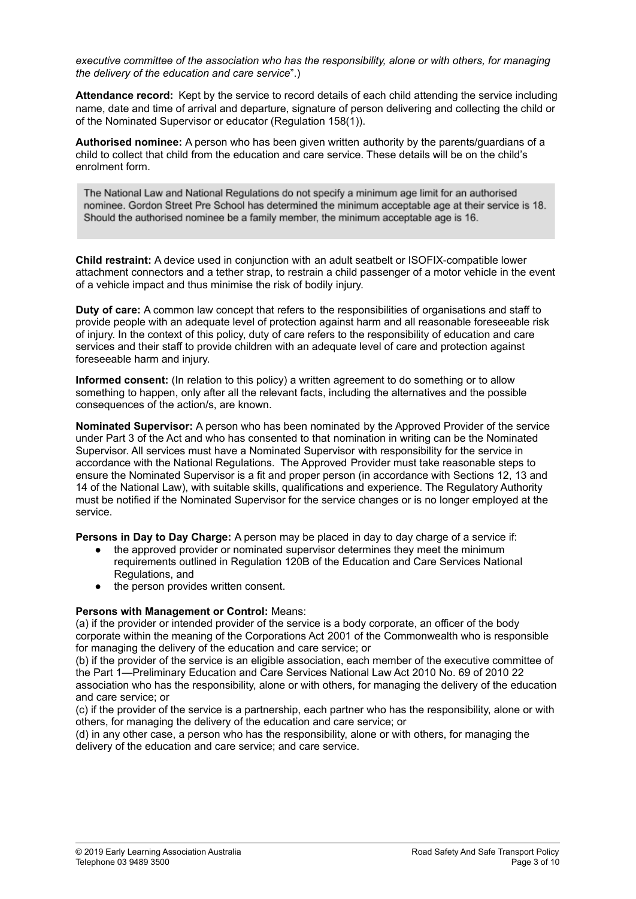*executive committee of the association who has the responsibility, alone or with others, for managing the delivery of the education and care service*".)

**Attendance record:** Kept by the service to record details of each child attending the service including name, date and time of arrival and departure, signature of person delivering and collecting the child or of the Nominated Supervisor or educator (Regulation 158(1)).

**Authorised nominee:** A person who has been given written authority by the parents/guardians of a child to collect that child from the education and care service. These details will be on the child's enrolment form.

> The National Law and National Regulations do not specify a minimum age limit for an authorised nominee. Gordon Street Pre School has determined the minimum acceptable age at their service is 18. Should the authorised nominee be a family member, the minimum acceptable age is 16.

**Child restraint:** A device used in conjunction with an adult seatbelt or ISOFIX-compatible lower attachment connectors and a tether strap, to restrain a child passenger of a motor vehicle in the event of a vehicle impact and thus minimise the risk of bodily injury.

**Duty of care:** A common law concept that refers to the responsibilities of organisations and staff to provide people with an adequate level of protection against harm and all reasonable foreseeable risk of injury. In the context of this policy, duty of care refers to the responsibility of education and care services and their staff to provide children with an adequate level of care and protection against foreseeable harm and injury.

**Informed consent:** (In relation to this policy) a written agreement to do something or to allow something to happen, only after all the relevant facts, including the alternatives and the possible consequences of the action/s, are known.

**Nominated Supervisor:** A person who has been nominated by the Approved Provider of the service under Part 3 of the Act and who has consented to that nomination in writing can be the Nominated Supervisor. All services must have a Nominated Supervisor with responsibility for the service in accordance with the National Regulations. The Approved Provider must take reasonable steps to ensure the Nominated Supervisor is a fit and proper person (in accordance with Sections 12, 13 and 14 of the National Law), with suitable skills, qualifications and experience. The Regulatory Authority must be notified if the Nominated Supervisor for the service changes or is no longer employed at the service.

**Persons in Day to Day Charge:** A person may be placed in day to day charge of a service if:

- the approved provider or nominated supervisor determines they meet the minimum requirements outlined in Regulation 120B of the Education and Care Services National Regulations, and
- the person provides written consent.

**Persons with Management or Control:** Means:
(a) if the provider or intended provider of the service is a body corporate, an officer of the body corporate within the meaning of the Corporations Act 2001 of the Commonwealth who is responsible for managing the delivery of the education and care service; or
(b) if the provider of the service is an eligible association, each member of the executive committee of the Part 1—Preliminary Education and Care Services National Law Act 2010 No. 69 of 2010 22 association who has the responsibility, alone or with others, for managing the delivery of the education and care service; or
(c) if the provider of the service is a partnership, each partner who has the responsibility, alone or with others, for managing the delivery of the education and care service; or
(d) in any other case, a person who has the responsibility, alone or with others, for managing the delivery of the education and care service; and care service.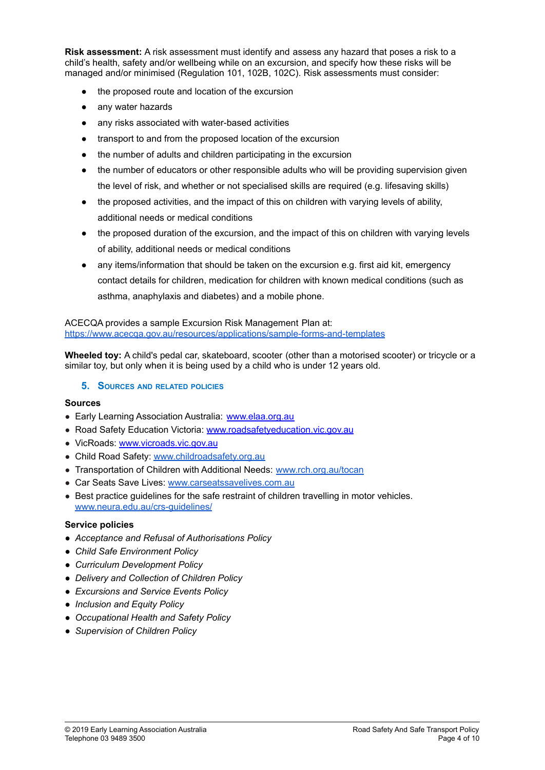**Risk assessment:** A risk assessment must identify and assess any hazard that poses a risk to a child's health, safety and/or wellbeing while on an excursion, and specify how these risks will be managed and/or minimised (Regulation 101, 102B, 102C). Risk assessments must consider:

- the proposed route and location of the excursion
- any water hazards
- any risks associated with water-based activities
- transport to and from the proposed location of the excursion
- the number of adults and children participating in the excursion
- the number of educators or other responsible adults who will be providing supervision given the level of risk, and whether or not specialised skills are required (e.g. lifesaving skills)
- the proposed activities, and the impact of this on children with varying levels of ability, additional needs or medical conditions
- the proposed duration of the excursion, and the impact of this on children with varying levels of ability, additional needs or medical conditions
- any items/information that should be taken on the excursion e.g. first aid kit, emergency contact details for children, medication for children with known medical conditions (such as asthma, anaphylaxis and diabetes) and a mobile phone.

ACECQA provides a sample Excursion Risk Management Plan at: [https://www.acecqa.gov.au/resources/applications/sample-forms-and-templates](https://www.acecqa.gov.au/resources/applications/sample-forms-and-templates)

**Wheeled toy:** A child's pedal car, skateboard, scooter (other than a motorised scooter) or tricycle or a similar toy, but only when it is being used by a child who is under 12 years old.

## 5. Sources and related policies

**Sources**

- Early Learning Association Australia: [www.elaa.org.au](www.elaa.org.au)
- Road Safety Education Victoria: [www.roadsafetyeducation.vic.gov.au](www.roadsafetyeducation.vic.gov.au)
- VicRoads: [www.vicroads.vic.gov.au](www.vicroads.vic.gov.au)
- Child Road Safety: [www.childroadsafety.org.au](www.childroadsafety.org.au)
- Transportation of Children with Additional Needs: [www.rch.org.au/tocan](www.rch.org.au/tocan)
- Car Seats Save Lives: [www.carseatssavelives.com.au](www.carseatssavelives.com.au)
- Best practice guidelines for the safe restraint of children travelling in motor vehicles. [www.neura.edu.au/crs-guidelines/](www.neura.edu.au/crs-guidelines/)

**Service policies**

- *Acceptance and Refusal of Authorisations Policy*
- *Child Safe Environment Policy*
- *Curriculum Development Policy*
- *Delivery and Collection of Children Policy*
- *Excursions and Service Events Policy*
- *Inclusion and Equity Policy*
- *Occupational Health and Safety Policy*
- *Supervision of Children Policy*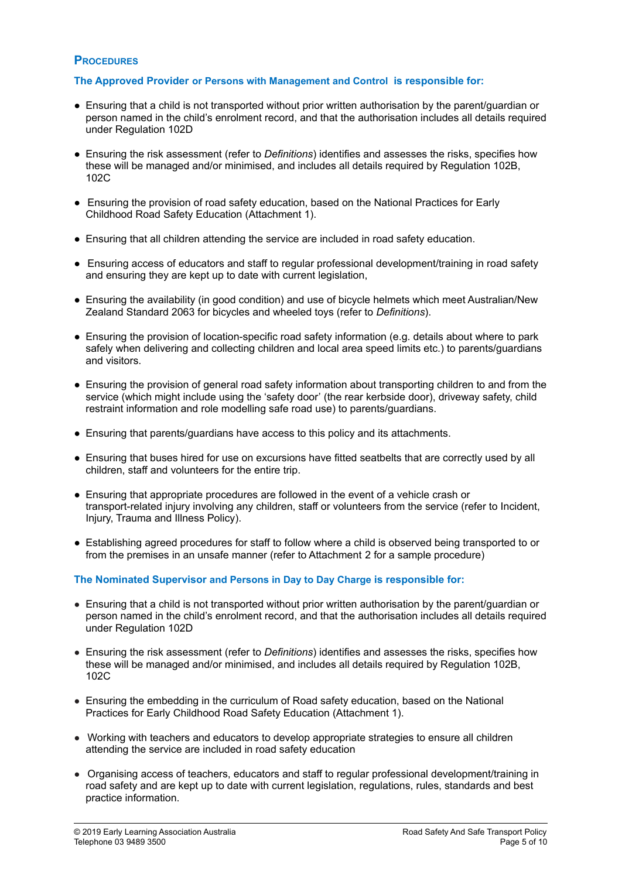## Procedures

### The Approved Provider or Persons with Management and Control is responsible for:

- Ensuring that a child is not transported without prior written authorisation by the parent/guardian or person named in the child's enrolment record, and that the authorisation includes all details required under Regulation 102D
- Ensuring the risk assessment (refer to *Definitions*) identifies and assesses the risks, specifies how these will be managed and/or minimised, and includes all details required by Regulation 102B, 102C
- Ensuring the provision of road safety education, based on the National Practices for Early Childhood Road Safety Education (Attachment 1).
- Ensuring that all children attending the service are included in road safety education.
- Ensuring access of educators and staff to regular professional development/training in road safety and ensuring they are kept up to date with current legislation,
- Ensuring the availability (in good condition) and use of bicycle helmets which meet Australian/New Zealand Standard 2063 for bicycles and wheeled toys (refer to *Definitions*).
- Ensuring the provision of location-specific road safety information (e.g. details about where to park safely when delivering and collecting children and local area speed limits etc.) to parents/guardians and visitors.
- Ensuring the provision of general road safety information about transporting children to and from the service (which might include using the 'safety door' (the rear kerbside door), driveway safety, child restraint information and role modelling safe road use) to parents/guardians.
- Ensuring that parents/guardians have access to this policy and its attachments.
- Ensuring that buses hired for use on excursions have fitted seatbelts that are correctly used by all children, staff and volunteers for the entire trip.
- Ensuring that appropriate procedures are followed in the event of a vehicle crash or transport-related injury involving any children, staff or volunteers from the service (refer to Incident, Injury, Trauma and Illness Policy).
- Establishing agreed procedures for staff to follow where a child is observed being transported to or from the premises in an unsafe manner (refer to Attachment 2 for a sample procedure)

### The Nominated Supervisor and Persons in Day to Day Charge is responsible for:

- Ensuring that a child is not transported without prior written authorisation by the parent/guardian or person named in the child's enrolment record, and that the authorisation includes all details required under Regulation 102D
- Ensuring the risk assessment (refer to *Definitions*) identifies and assesses the risks, specifies how these will be managed and/or minimised, and includes all details required by Regulation 102B, 102C
- Ensuring the embedding in the curriculum of Road safety education, based on the National Practices for Early Childhood Road Safety Education (Attachment 1).
- Working with teachers and educators to develop appropriate strategies to ensure all children attending the service are included in road safety education
- Organising access of teachers, educators and staff to regular professional development/training in road safety and are kept up to date with current legislation, regulations, rules, standards and best practice information.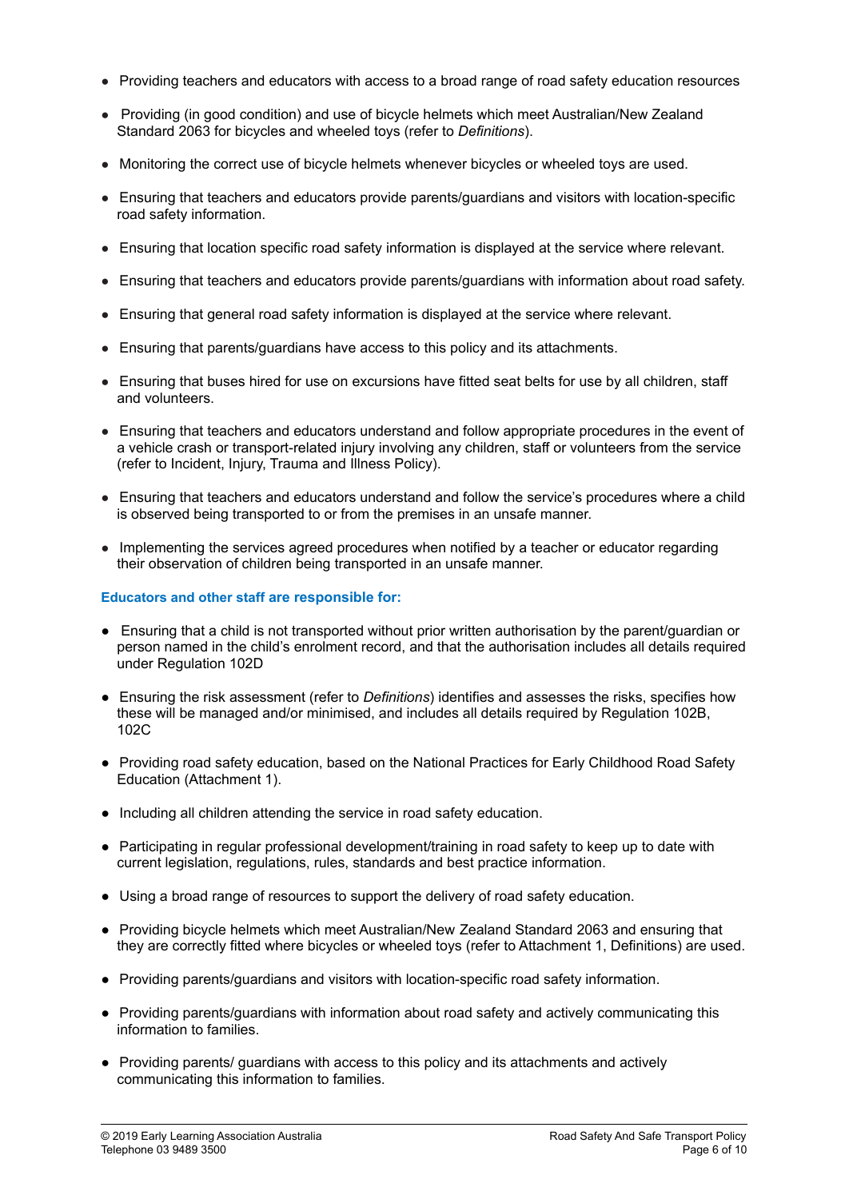- Providing teachers and educators with access to a broad range of road safety education resources
- Providing (in good condition) and use of bicycle helmets which meet Australian/New Zealand Standard 2063 for bicycles and wheeled toys (refer to *Definitions*).
- Monitoring the correct use of bicycle helmets whenever bicycles or wheeled toys are used.
- Ensuring that teachers and educators provide parents/guardians and visitors with location-specific road safety information.
- Ensuring that location specific road safety information is displayed at the service where relevant.
- Ensuring that teachers and educators provide parents/guardians with information about road safety.
- Ensuring that general road safety information is displayed at the service where relevant.
- Ensuring that parents/guardians have access to this policy and its attachments.
- Ensuring that buses hired for use on excursions have fitted seat belts for use by all children, staff and volunteers.
- Ensuring that teachers and educators understand and follow appropriate procedures in the event of a vehicle crash or transport-related injury involving any children, staff or volunteers from the service (refer to Incident, Injury, Trauma and Illness Policy).
- Ensuring that teachers and educators understand and follow the service's procedures where a child is observed being transported to or from the premises in an unsafe manner.
- Implementing the services agreed procedures when notified by a teacher or educator regarding their observation of children being transported in an unsafe manner.

**Educators and other staff are responsible for:**

- Ensuring that a child is not transported without prior written authorisation by the parent/guardian or person named in the child's enrolment record, and that the authorisation includes all details required under Regulation 102D
- Ensuring the risk assessment (refer to *Definitions*) identifies and assesses the risks, specifies how these will be managed and/or minimised, and includes all details required by Regulation 102B, 102C
- Providing road safety education, based on the National Practices for Early Childhood Road Safety Education (Attachment 1).
- Including all children attending the service in road safety education.
- Participating in regular professional development/training in road safety to keep up to date with current legislation, regulations, rules, standards and best practice information.
- Using a broad range of resources to support the delivery of road safety education.
- Providing bicycle helmets which meet Australian/New Zealand Standard 2063 and ensuring that they are correctly fitted where bicycles or wheeled toys (refer to Attachment 1, Definitions) are used.
- Providing parents/guardians and visitors with location-specific road safety information.
- Providing parents/guardians with information about road safety and actively communicating this information to families.
- Providing parents/ guardians with access to this policy and its attachments and actively communicating this information to families.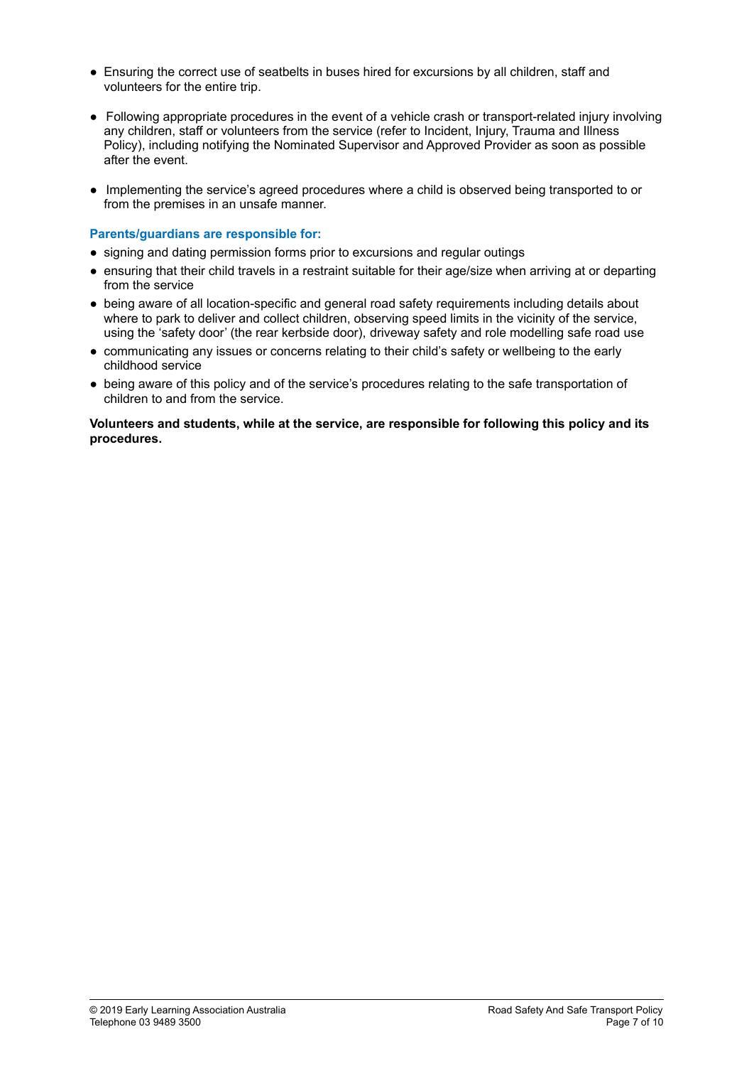- Ensuring the correct use of seatbelts in buses hired for excursions by all children, staff and volunteers for the entire trip.
- Following appropriate procedures in the event of a vehicle crash or transport-related injury involving any children, staff or volunteers from the service (refer to Incident, Injury, Trauma and Illness Policy), including notifying the Nominated Supervisor and Approved Provider as soon as possible after the event.
- Implementing the service's agreed procedures where a child is observed being transported to or from the premises in an unsafe manner.

### Parents/guardians are responsible for:

- signing and dating permission forms prior to excursions and regular outings
- ensuring that their child travels in a restraint suitable for their age/size when arriving at or departing from the service
- being aware of all location-specific and general road safety requirements including details about where to park to deliver and collect children, observing speed limits in the vicinity of the service, using the 'safety door' (the rear kerbside door), driveway safety and role modelling safe road use
- communicating any issues or concerns relating to their child's safety or wellbeing to the early childhood service
- being aware of this policy and of the service's procedures relating to the safe transportation of children to and from the service.

**Volunteers and students, while at the service, are responsible for following this policy and its procedures.**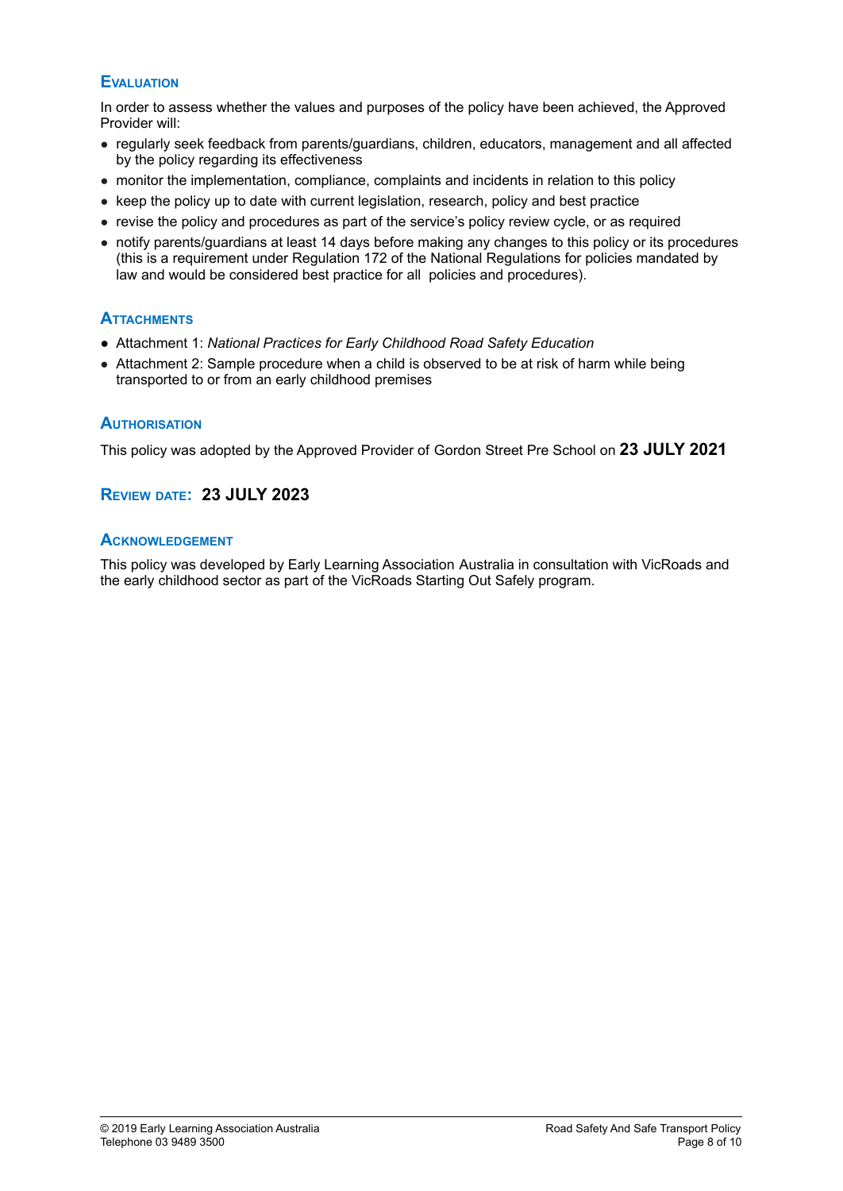## Evaluation

In order to assess whether the values and purposes of the policy have been achieved, the Approved Provider will:

- regularly seek feedback from parents/guardians, children, educators, management and all affected by the policy regarding its effectiveness
- monitor the implementation, compliance, complaints and incidents in relation to this policy
- keep the policy up to date with current legislation, research, policy and best practice
- revise the policy and procedures as part of the service's policy review cycle, or as required
- notify parents/guardians at least 14 days before making any changes to this policy or its procedures (this is a requirement under Regulation 172 of the National Regulations for policies mandated by law and would be considered best practice for all policies and procedures).

## Attachments

- Attachment 1: *National Practices for Early Childhood Road Safety Education*
- Attachment 2: Sample procedure when a child is observed to be at risk of harm while being transported to or from an early childhood premises

## Authorisation

This policy was adopted by the Approved Provider of Gordon Street Pre School on **23 JULY 2021**

## Review date: **23 JULY 2023**

## Acknowledgement

This policy was developed by Early Learning Association Australia in consultation with VicRoads and the early childhood sector as part of the VicRoads Starting Out Safely program.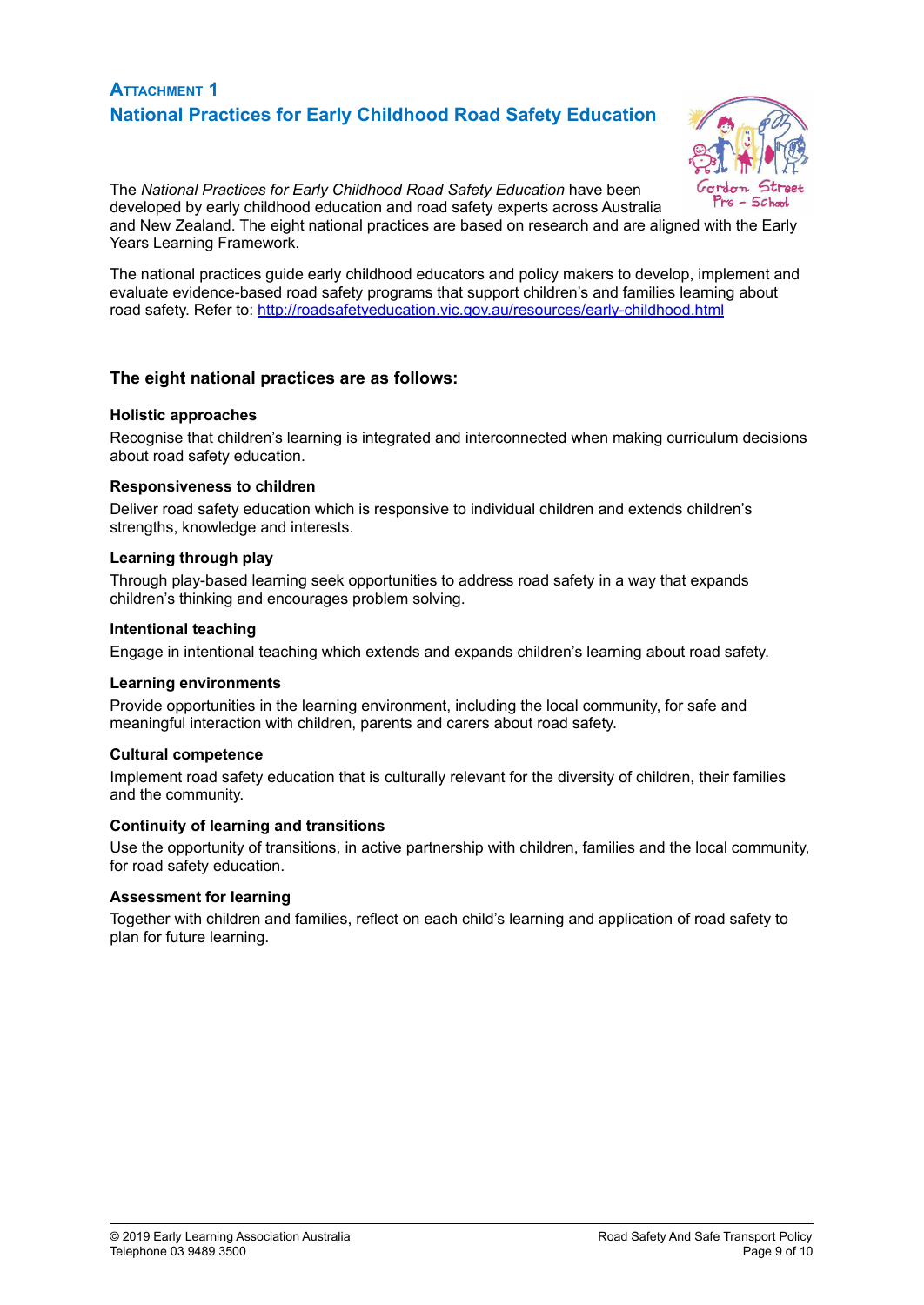## Attachment 1

## National Practices for Early Childhood Road Safety Education

The *National Practices for Early Childhood Road Safety Education* have been developed by early childhood education and road safety experts across Australia and New Zealand. The eight national practices are based on research and are aligned with the Early Years Learning Framework.

The national practices guide early childhood educators and policy makers to develop, implement and evaluate evidence-based road safety programs that support children's and families learning about road safety. Refer to: http://roadsafetyeducation.vic.gov.au/resources/early-childhood.html

### The eight national practices are as follows:

**Holistic approaches**

Recognise that children's learning is integrated and interconnected when making curriculum decisions about road safety education.

**Responsiveness to children**

Deliver road safety education which is responsive to individual children and extends children's strengths, knowledge and interests.

**Learning through play**

Through play-based learning seek opportunities to address road safety in a way that expands children's thinking and encourages problem solving.

**Intentional teaching**

Engage in intentional teaching which extends and expands children's learning about road safety.

**Learning environments**

Provide opportunities in the learning environment, including the local community, for safe and meaningful interaction with children, parents and carers about road safety.

**Cultural competence**

Implement road safety education that is culturally relevant for the diversity of children, their families and the community.

**Continuity of learning and transitions**

Use the opportunity of transitions, in active partnership with children, families and the local community, for road safety education.

**Assessment for learning**

Together with children and families, reflect on each child's learning and application of road safety to plan for future learning.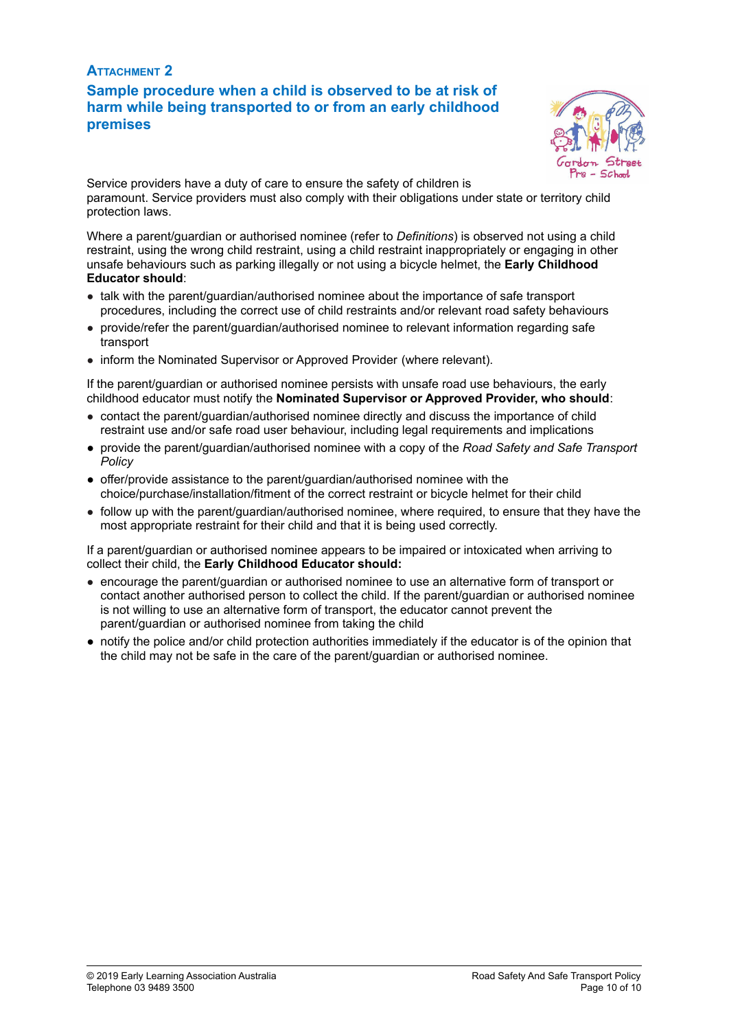## Attachment 2

# Sample procedure when a child is observed to be at risk of harm while being transported to or from an early childhood premises

Service providers have a duty of care to ensure the safety of children is paramount. Service providers must also comply with their obligations under state or territory child protection laws.

Where a parent/guardian or authorised nominee (refer to *Definitions*) is observed not using a child restraint, using the wrong child restraint, using a child restraint inappropriately or engaging in other unsafe behaviours such as parking illegally or not using a bicycle helmet, the **Early Childhood Educator should**:

- talk with the parent/guardian/authorised nominee about the importance of safe transport procedures, including the correct use of child restraints and/or relevant road safety behaviours
- provide/refer the parent/guardian/authorised nominee to relevant information regarding safe transport
- inform the Nominated Supervisor or Approved Provider (where relevant).

If the parent/guardian or authorised nominee persists with unsafe road use behaviours, the early childhood educator must notify the **Nominated Supervisor or Approved Provider, who should**:

- contact the parent/guardian/authorised nominee directly and discuss the importance of child restraint use and/or safe road user behaviour, including legal requirements and implications
- provide the parent/guardian/authorised nominee with a copy of the *Road Safety and Safe Transport Policy*
- offer/provide assistance to the parent/guardian/authorised nominee with the choice/purchase/installation/fitment of the correct restraint or bicycle helmet for their child
- follow up with the parent/guardian/authorised nominee, where required, to ensure that they have the most appropriate restraint for their child and that it is being used correctly.

If a parent/guardian or authorised nominee appears to be impaired or intoxicated when arriving to collect their child, the **Early Childhood Educator should:**

- encourage the parent/guardian or authorised nominee to use an alternative form of transport or contact another authorised person to collect the child. If the parent/guardian or authorised nominee is not willing to use an alternative form of transport, the educator cannot prevent the parent/guardian or authorised nominee from taking the child
- notify the police and/or child protection authorities immediately if the educator is of the opinion that the child may not be safe in the care of the parent/guardian or authorised nominee.